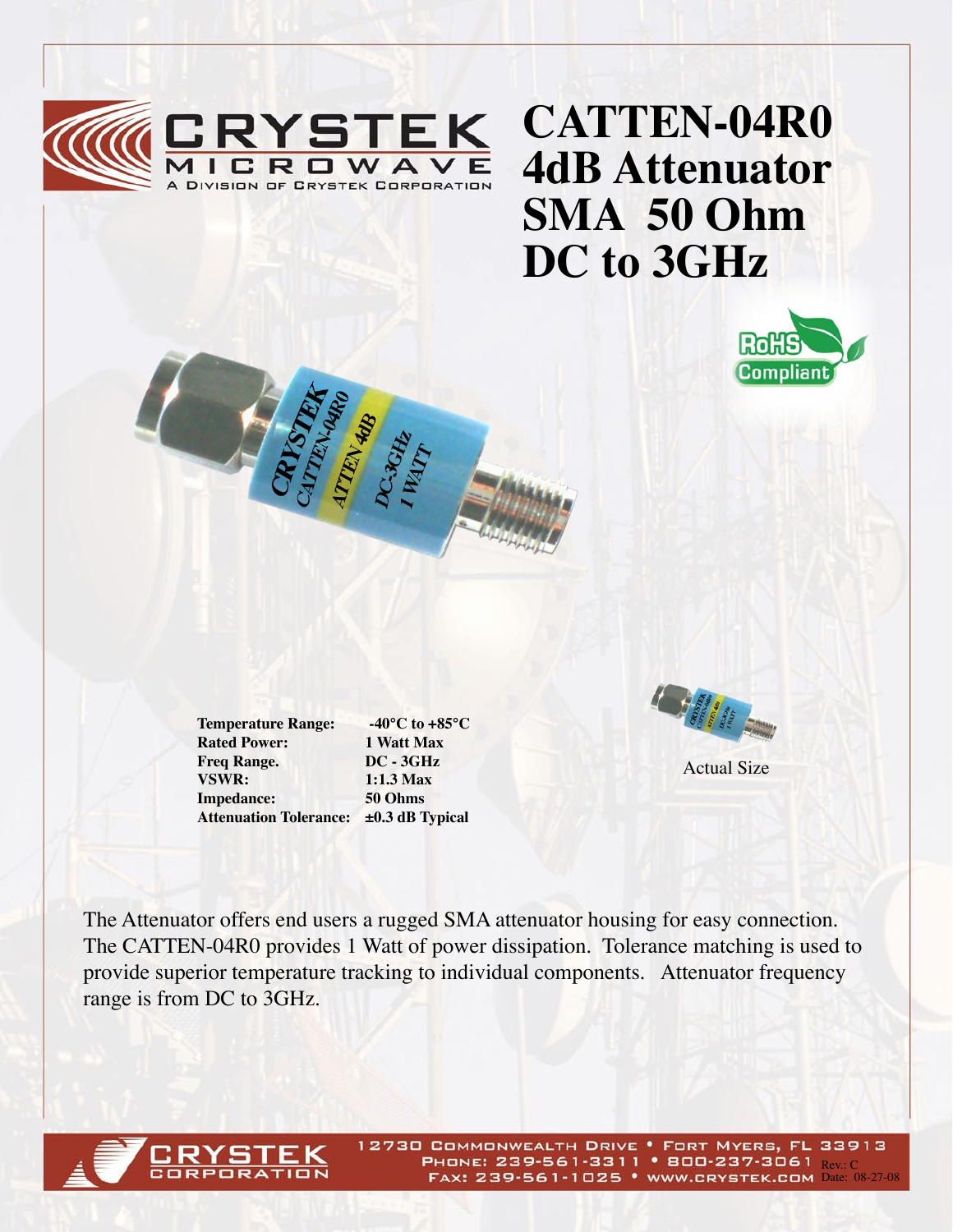# CATTEN-04R0 4dB Attenuator SMA 50 Ohm DC to 3GHz

| | |
|---|---|
| **Temperature Range:** | **-40°C to +85°C** |
| **Rated Power:** | **1 Watt Max** |
| **Freq Range.** | **DC - 3GHz** |
| **VSWR:** | **1:1.3 Max** |
| **Impedance:** | **50 Ohms** |
| **Attenuation Tolerance:** | **±0.3 dB Typical** |

Actual Size

The Attenuator offers end users a rugged SMA attenuator housing for easy connection. The CATTEN-04R0 provides 1 Watt of power dissipation. Tolerance matching is used to provide superior temperature tracking to individual components. Attenuator frequency range is from DC to 3GHz.

12730 Commonwealth Drive • Fort Myers, FL 33913
Phone: 239-561-3311 • 800-237-3061
Fax: 239-561-1025 • www.crystek.com

Rev.: C
Date: 08-27-08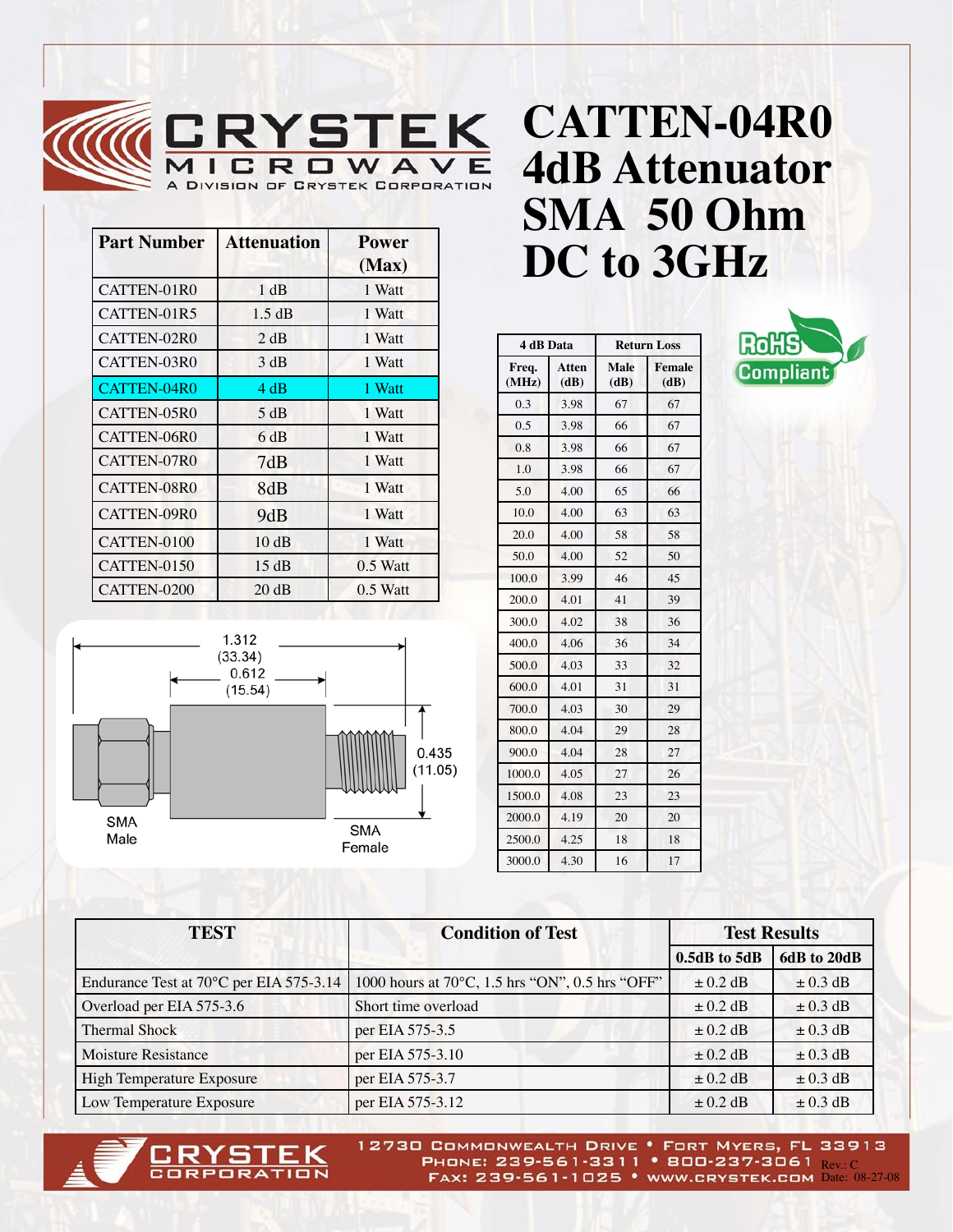# CATTEN-04R0 4dB Attenuator SMA 50 Ohm DC to 3GHz

CRYSTEK MICROWAVE
A DIVISION OF CRYSTEK CORPORATION

RoHS Compliant

| Part Number | Attenuation | Power (Max) |
|---|---|---|
| CATTEN-01R0 | 1 dB | 1 Watt |
| CATTEN-01R5 | 1.5 dB | 1 Watt |
| CATTEN-02R0 | 2 dB | 1 Watt |
| CATTEN-03R0 | 3 dB | 1 Watt |
| CATTEN-04R0 | 4 dB | 1 Watt |
| CATTEN-05R0 | 5 dB | 1 Watt |
| CATTEN-06R0 | 6 dB | 1 Watt |
| CATTEN-07R0 | 7dB | 1 Watt |
| CATTEN-08R0 | 8dB | 1 Watt |
| CATTEN-09R0 | 9dB | 1 Watt |
| CATTEN-0100 | 10 dB | 1 Watt |
| CATTEN-0150 | 15 dB | 0.5 Watt |
| CATTEN-0200 | 20 dB | 0.5 Watt |

1.312
(33.34)
0.612
(15.54)
0.435
(11.05)
SMA
Male
SMA
Female

| 4 dB Data | | Return Loss | |
|---|---|---|---|
| Freq. (MHz) | Atten (dB) | Male (dB) | Female (dB) |
| 0.3 | 3.98 | 67 | 67 |
| 0.5 | 3.98 | 66 | 67 |
| 0.8 | 3.98 | 66 | 67 |
| 1.0 | 3.98 | 66 | 67 |
| 5.0 | 4.00 | 65 | 66 |
| 10.0 | 4.00 | 63 | 63 |
| 20.0 | 4.00 | 58 | 58 |
| 50.0 | 4.00 | 52 | 50 |
| 100.0 | 3.99 | 46 | 45 |
| 200.0 | 4.01 | 41 | 39 |
| 300.0 | 4.02 | 38 | 36 |
| 400.0 | 4.06 | 36 | 34 |
| 500.0 | 4.03 | 33 | 32 |
| 600.0 | 4.01 | 31 | 31 |
| 700.0 | 4.03 | 30 | 29 |
| 800.0 | 4.04 | 29 | 28 |
| 900.0 | 4.04 | 28 | 27 |
| 1000.0 | 4.05 | 27 | 26 |
| 1500.0 | 4.08 | 23 | 23 |
| 2000.0 | 4.19 | 20 | 20 |
| 2500.0 | 4.25 | 18 | 18 |
| 3000.0 | 4.30 | 16 | 17 |

| TEST | Condition of Test | Test Results | |
|---|---|---|---|
| | | 0.5dB to 5dB | 6dB to 20dB |
| Endurance Test at 70°C per EIA 575-3.14 | 1000 hours at 70°C, 1.5 hrs "ON", 0.5 hrs "OFF" | ± 0.2 dB | ± 0.3 dB |
| Overload per EIA 575-3.6 | Short time overload | ± 0.2 dB | ± 0.3 dB |
| Thermal Shock | per EIA 575-3.5 | ± 0.2 dB | ± 0.3 dB |
| Moisture Resistance | per EIA 575-3.10 | ± 0.2 dB | ± 0.3 dB |
| High Temperature Exposure | per EIA 575-3.7 | ± 0.2 dB | ± 0.3 dB |
| Low Temperature Exposure | per EIA 575-3.12 | ± 0.2 dB | ± 0.3 dB |

CRYSTEK CORPORATION
12730 Commonwealth Drive • Fort Myers, FL 33913
Phone: 239-561-3311 • 800-237-3061
Fax: 239-561-1025 • www.crystek.com

Rev.: C
Date: 08-27-08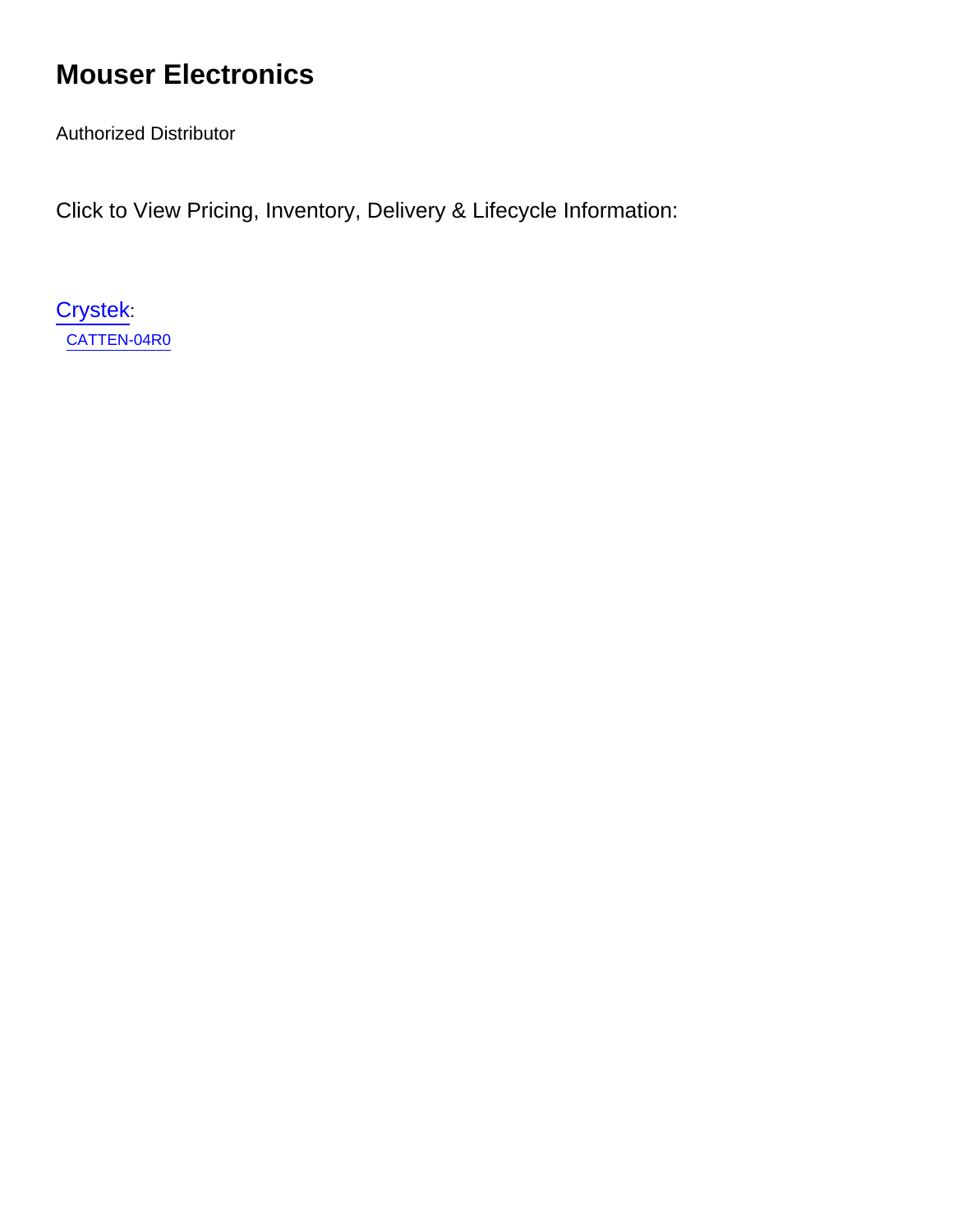# Mouser Electronics

Authorized Distributor

Click to View Pricing, Inventory, Delivery & Lifecycle Information:

Crystek:

CATTEN-04R0